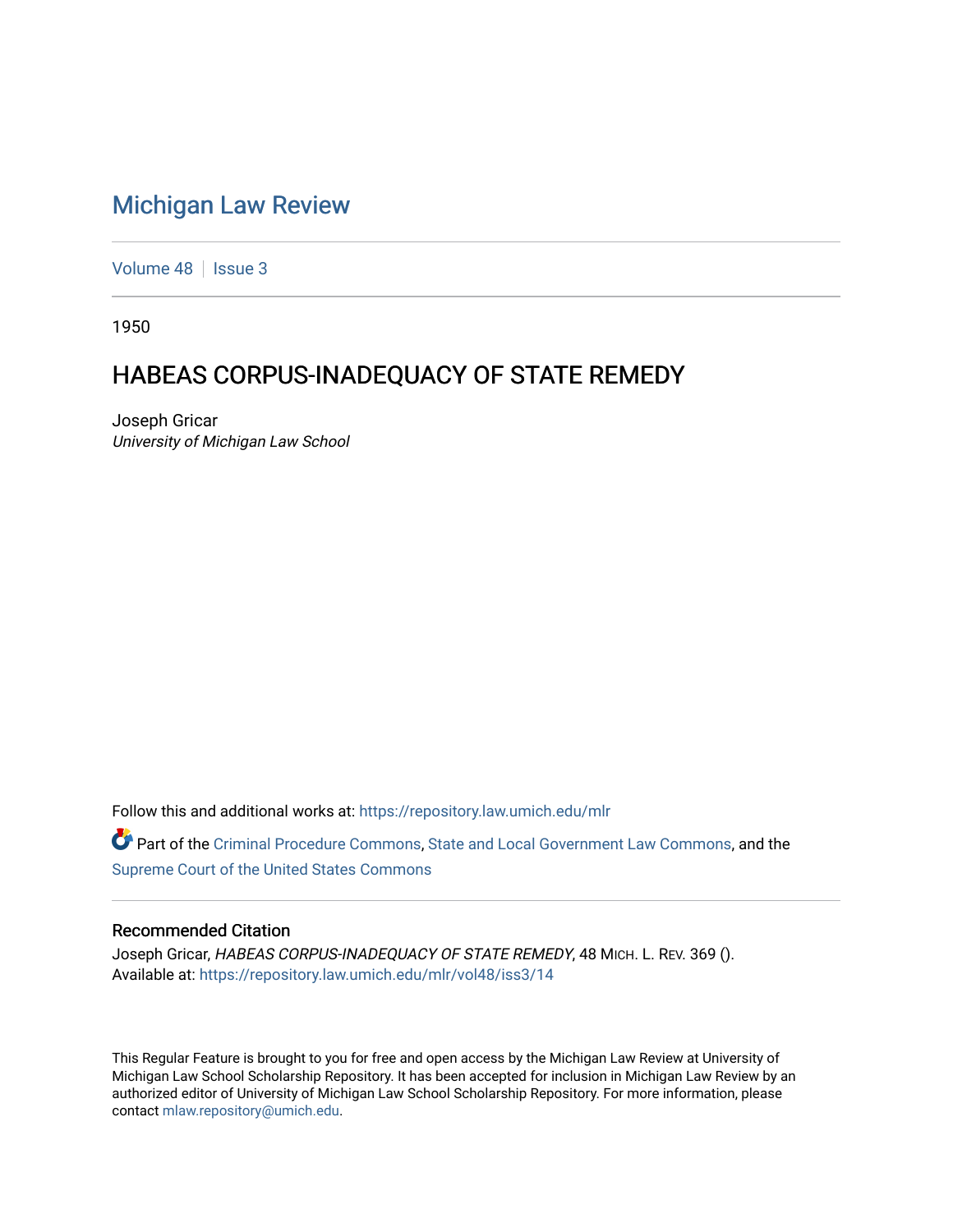# Michigan Law Review

Volume 48 | Issue 3

1950

## HABEAS CORPUS-INADEQUACY OF STATE REMEDY

Joseph Gricar
*University of Michigan Law School*

Follow this and additional works at: https://repository.law.umich.edu/mlr

Part of the Criminal Procedure Commons, State and Local Government Law Commons, and the Supreme Court of the United States Commons

### Recommended Citation

Joseph Gricar, *HABEAS CORPUS-INADEQUACY OF STATE REMEDY*, 48 MICH. L. REV. 369 ().
Available at: https://repository.law.umich.edu/mlr/vol48/iss3/14

This Regular Feature is brought to you for free and open access by the Michigan Law Review at University of Michigan Law School Scholarship Repository. It has been accepted for inclusion in Michigan Law Review by an authorized editor of University of Michigan Law School Scholarship Repository. For more information, please contact mlaw.repository@umich.edu.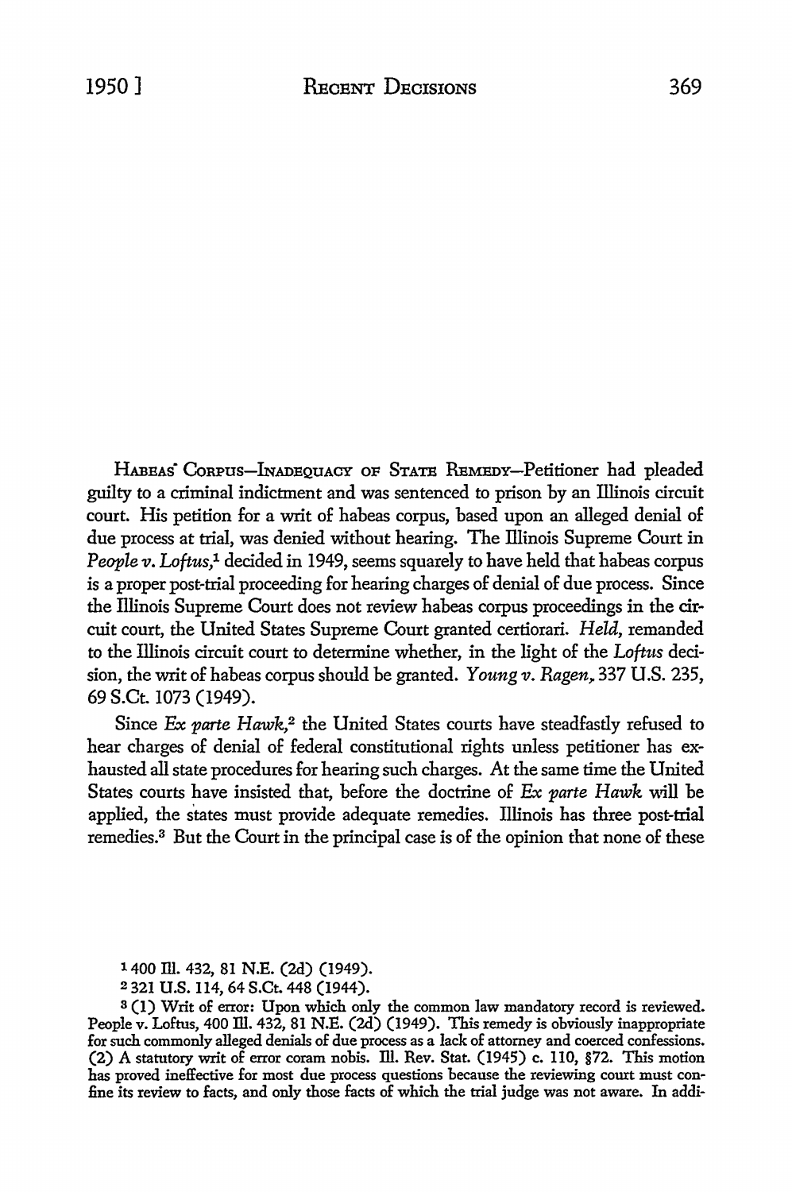HABEAS CORPUS—INADEQUACY OF STATE REMEDY—Petitioner had pleaded guilty to a criminal indictment and was sentenced to prison by an Illinois circuit court. His petition for a writ of habeas corpus, based upon an alleged denial of due process at trial, was denied without hearing. The Illinois Supreme Court in *People v. Loftus,*[1] decided in 1949, seems squarely to have held that habeas corpus is a proper post-trial proceeding for hearing charges of denial of due process. Since the Illinois Supreme Court does not review habeas corpus proceedings in the circuit court, the United States Supreme Court granted certiorari. *Held,* remanded to the Illinois circuit court to determine whether, in the light of the *Loftus* decision, the writ of habeas corpus should be granted. *Young v. Ragen,* 337 U.S. 235, 69 S.Ct. 1073 (1949).

Since *Ex parte Hawk,*[2] the United States courts have steadfastly refused to hear charges of denial of federal constitutional rights unless petitioner has exhausted all state procedures for hearing such charges. At the same time the United States courts have insisted that, before the doctrine of *Ex parte Hawk* will be applied, the states must provide adequate remedies. Illinois has three post-trial remedies.[3] But the Court in the principal case is of the opinion that none of these

---

[1] 400 Ill. 432, 81 N.E. (2d) (1949).

[2] 321 U.S. 114, 64 S.Ct. 448 (1944).

[3] (1) Writ of error: Upon which only the common law mandatory record is reviewed. People v. Loftus, 400 Ill. 432, 81 N.E. (2d) (1949). This remedy is obviously inappropriate for such commonly alleged denials of due process as a lack of attorney and coerced confessions. (2) A statutory writ of error coram nobis. Ill. Rev. Stat. (1945) c. 110, §72. This motion has proved ineffective for most due process questions because the reviewing court must confine its review to facts, and only those facts of which the trial judge was not aware. In addi-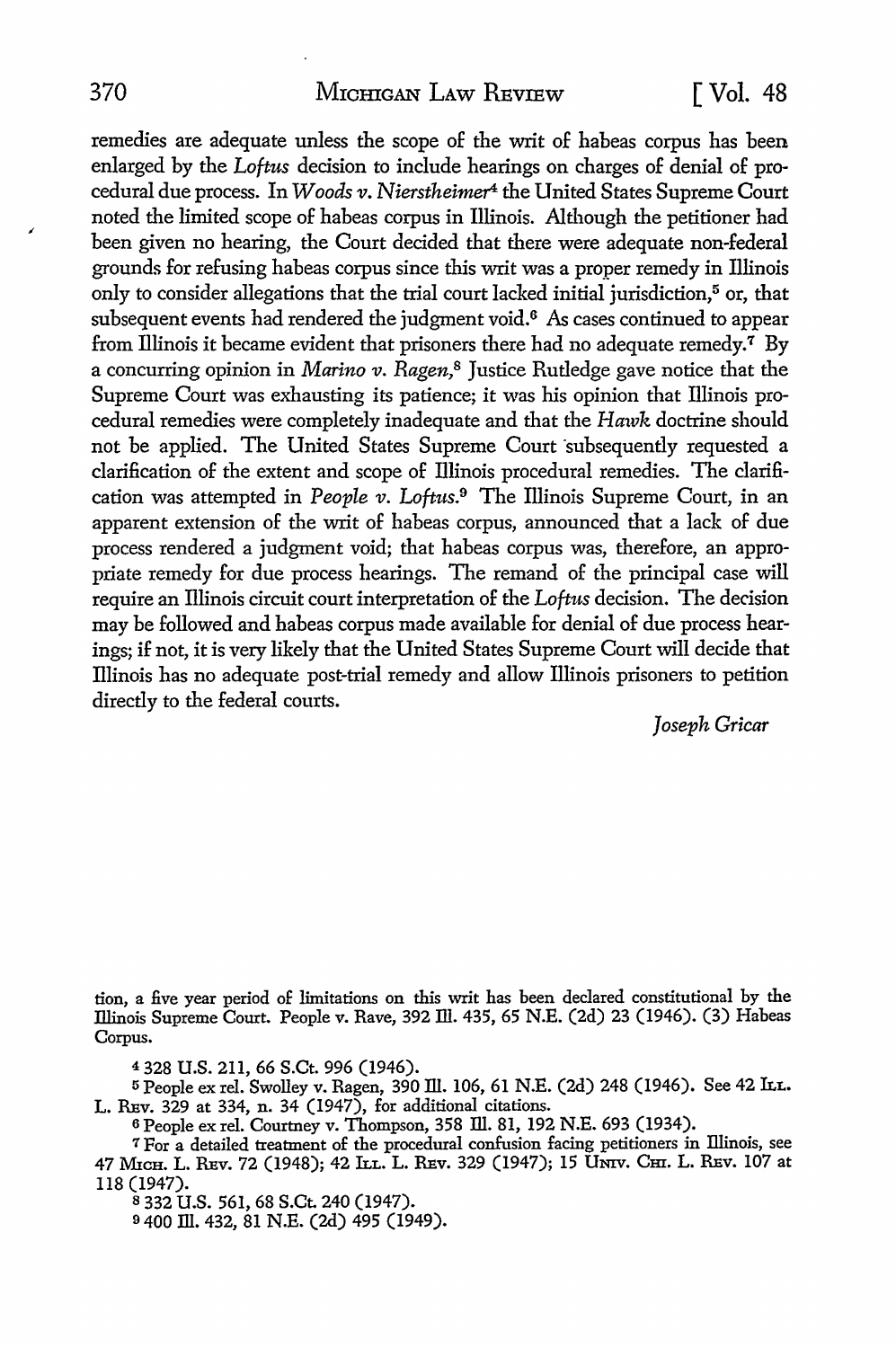remedies are adequate unless the scope of the writ of habeas corpus has been enlarged by the *Loftus* decision to include hearings on charges of denial of procedural due process. In *Woods v. Nierstheimer*[4] the United States Supreme Court noted the limited scope of habeas corpus in Illinois. Although the petitioner had been given no hearing, the Court decided that there were adequate non-federal grounds for refusing habeas corpus since this writ was a proper remedy in Illinois only to consider allegations that the trial court lacked initial jurisdiction,[5] or, that subsequent events had rendered the judgment void.[6] As cases continued to appear from Illinois it became evident that prisoners there had no adequate remedy.[7] By a concurring opinion in *Marino v. Ragen*,[8] Justice Rutledge gave notice that the Supreme Court was exhausting its patience; it was his opinion that Illinois procedural remedies were completely inadequate and that the *Hawk* doctrine should not be applied. The United States Supreme Court subsequently requested a clarification of the extent and scope of Illinois procedural remedies. The clarification was attempted in *People v. Loftus*.[9] The Illinois Supreme Court, in an apparent extension of the writ of habeas corpus, announced that a lack of due process rendered a judgment void; that habeas corpus was, therefore, an appropriate remedy for due process hearings. The remand of the principal case will require an Illinois circuit court interpretation of the *Loftus* decision. The decision may be followed and habeas corpus made available for denial of due process hearings; if not, it is very likely that the United States Supreme Court will decide that Illinois has no adequate post-trial remedy and allow Illinois prisoners to petition directly to the federal courts.

*Joseph Gricar*

---

tion, a five year period of limitations on this writ has been declared constitutional by the Illinois Supreme Court. People v. Rave, 392 Ill. 435, 65 N.E. (2d) 23 (1946). (3) Habeas Corpus.

[4] 328 U.S. 211, 66 S.Ct. 996 (1946).

[5] People ex rel. Swolley v. Ragen, 390 Ill. 106, 61 N.E. (2d) 248 (1946). See 42 ILL. L. REV. 329 at 334, n. 34 (1947), for additional citations.

[6] People ex rel. Courtney v. Thompson, 358 Ill. 81, 192 N.E. 693 (1934).

[7] For a detailed treatment of the procedural confusion facing petitioners in Illinois, see 47 MICH. L. REV. 72 (1948); 42 ILL. L. REV. 329 (1947); 15 UNIV. CHI. L. REV. 107 at 118 (1947).

[8] 332 U.S. 561, 68 S.Ct. 240 (1947).

[9] 400 Ill. 432, 81 N.E. (2d) 495 (1949).